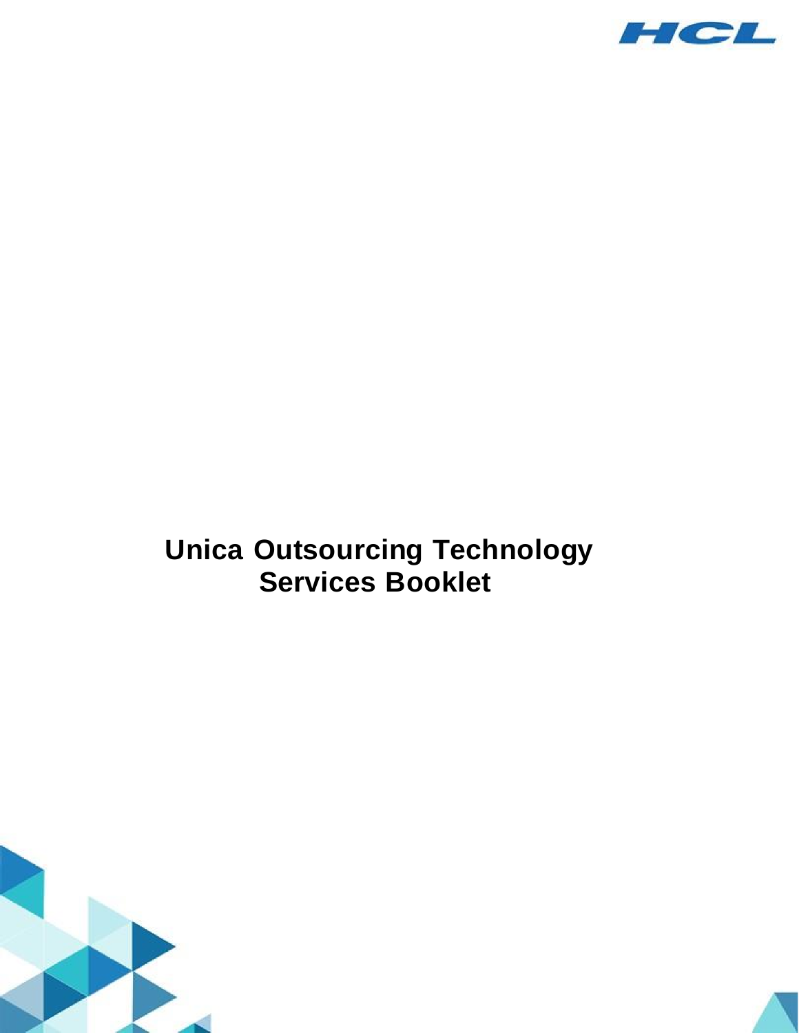# Unica Outsourcing Technology Services Booklet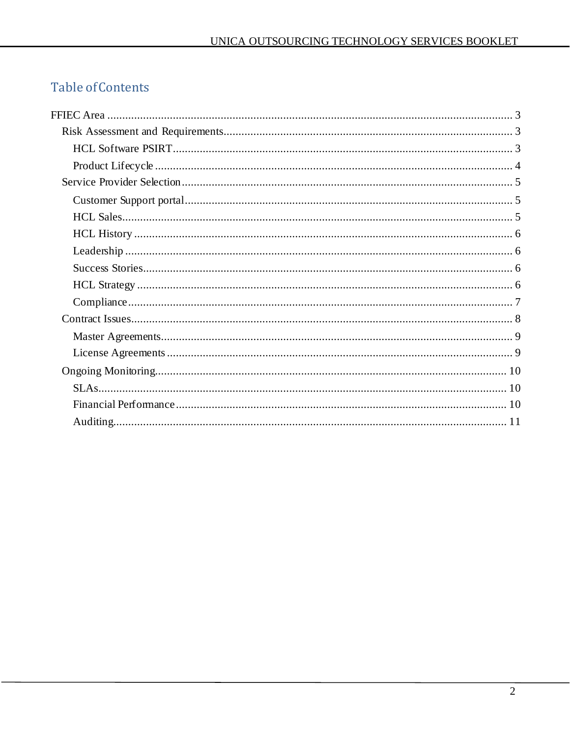# Table of Contents

FFIEC Area ........................................................................................................................ 3

- Risk Assessment and Requirements................................................................................ 3
  - HCL Software PSIRT.................................................................................................. 3
  - Product Lifecycle ....................................................................................................... 4
- Service Provider Selection............................................................................................... 5
  - Customer Support portal............................................................................................. 5
  - HCL Sales................................................................................................................... 5
  - HCL History ............................................................................................................... 6
  - Leadership .................................................................................................................. 6
  - Success Stories............................................................................................................ 6
  - HCL Strategy .............................................................................................................. 6
  - Compliance................................................................................................................. 7
- Contract Issues................................................................................................................ 8
  - Master Agreements..................................................................................................... 9
  - License Agreements ................................................................................................... 9
- Ongoing Monitoring...................................................................................................... 10
  - SLAs.......................................................................................................................... 10
  - Financial Performance............................................................................................... 10
  - Auditing..................................................................................................................... 11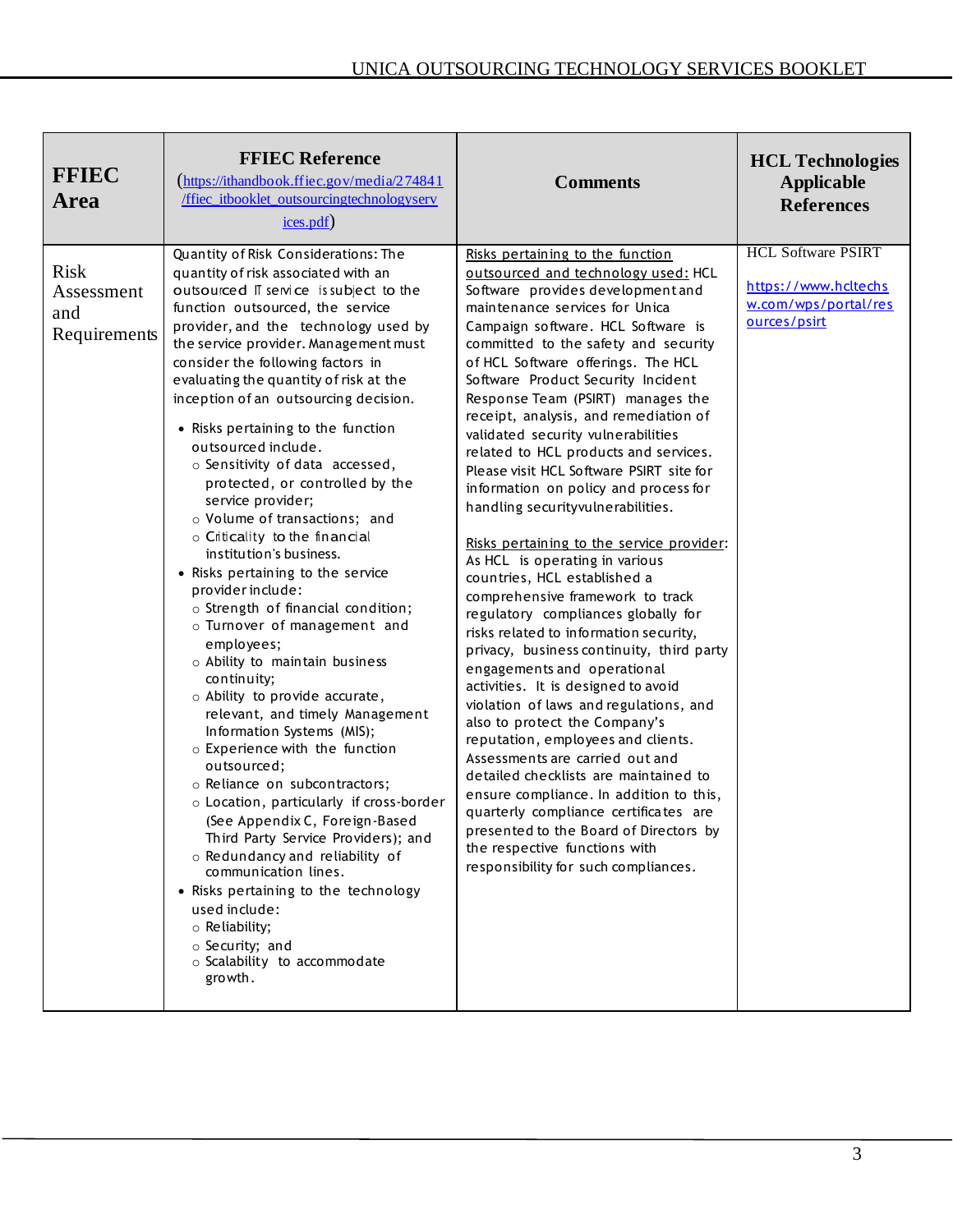| FFIEC Area | FFIEC Reference (https://ithandbook.ffiec.gov/media/274841/ffiec_itbooklet_outsourcingtechnologyservices.pdf) | Comments | HCL Technologies Applicable References |
|---|---|---|---|
| Risk Assessment and Requirements | Quantity of Risk Considerations: The quantity of risk associated with an outsourced IT service is subject to the function outsourced, the service provider, and the technology used by the service provider. Management must consider the following factors in evaluating the quantity of risk at the inception of an outsourcing decision.<br>• Risks pertaining to the function outsourced include.<br>○ Sensitivity of data accessed, protected, or controlled by the service provider;<br>○ Volume of transactions; and<br>○ Criticality to the financial institution's business.<br>• Risks pertaining to the service provider include:<br>○ Strength of financial condition;<br>○ Turnover of management and employees;<br>○ Ability to maintain business continuity;<br>○ Ability to provide accurate, relevant, and timely Management Information Systems (MIS);<br>○ Experience with the function outsourced;<br>○ Reliance on subcontractors;<br>○ Location, particularly if cross-border (See Appendix C, Foreign-Based Third Party Service Providers); and<br>○ Redundancy and reliability of communication lines.<br>• Risks pertaining to the technology used include:<br>○ Reliability;<br>○ Security; and<br>○ Scalability to accommodate growth. | Risks pertaining to the function outsourced and technology used: HCL Software provides development and maintenance services for Unica Campaign software. HCL Software is committed to the safety and security of HCL Software offerings. The HCL Software Product Security Incident Response Team (PSIRT) manages the receipt, analysis, and remediation of validated security vulnerabilities related to HCL products and services. Please visit HCL Software PSIRT site for information on policy and process for handling securityvulnerabilities.<br><br>Risks pertaining to the service provider: As HCL is operating in various countries, HCL established a comprehensive framework to track regulatory compliances globally for risks related to information security, privacy, business continuity, third party engagements and operational activities. It is designed to avoid violation of laws and regulations, and also to protect the Company's reputation, employees and clients. Assessments are carried out and detailed checklists are maintained to ensure compliance. In addition to this, quarterly compliance certificates are presented to the Board of Directors by the respective functions with responsibility for such compliances. | HCL Software PSIRT<br><br>https://www.hcltechsw.com/wps/portal/resources/psirt |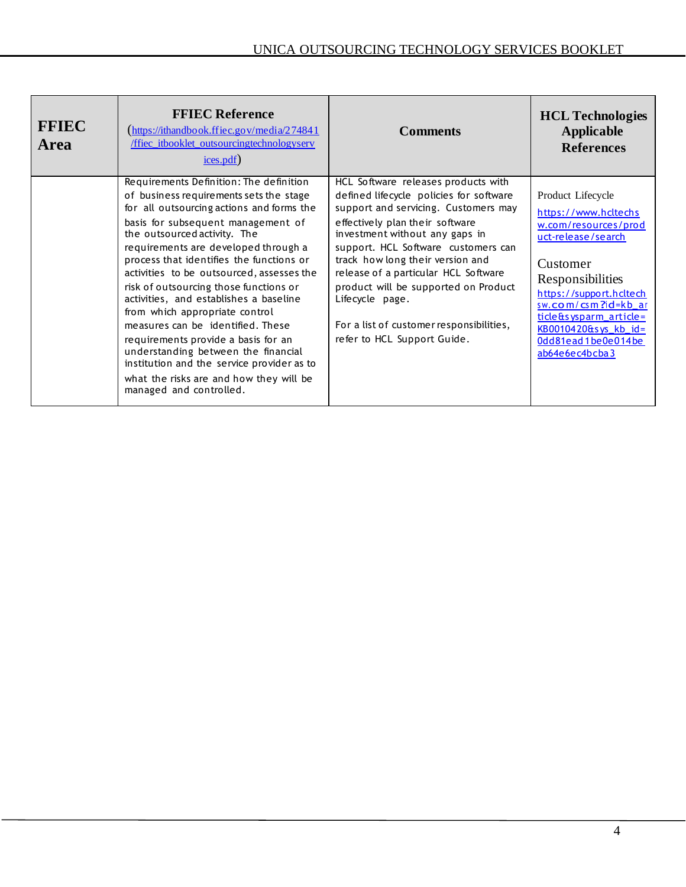| FFIEC Area | FFIEC Reference (https://ithandbook.ffiec.gov/media/274841/ffiec_itbooklet_outsourcingtechnologyservices.pdf) | Comments | HCL Technologies Applicable References |
|---|---|---|---|
| | Requirements Definition: The definition of business requirements sets the stage for all outsourcing actions and forms the basis for subsequent management of the outsourced activity. The requirements are developed through a process that identifies the functions or activities to be outsourced, assesses the risk of outsourcing those functions or activities, and establishes a baseline from which appropriate control measures can be identified. These requirements provide a basis for an understanding between the financial institution and the service provider as to what the risks are and how they will be managed and controlled. | HCL Software releases products with defined lifecycle policies for software support and servicing. Customers may effectively plan their software investment without any gaps in support. HCL Software customers can track how long their version and release of a particular HCL Software product will be supported on Product Lifecycle page.<br><br>For a list of customer responsibilities, refer to HCL Support Guide. | Product Lifecycle<br>https://www.hcltechsw.com/resources/product-release/search<br><br>Customer Responsibilities<br>https://support.hcltechsw.com/csm?id=kb_article&sysparm_article=KB0010420&sys_kb_id=0dd81ead1be0e014beab64e6ec4bcba3 |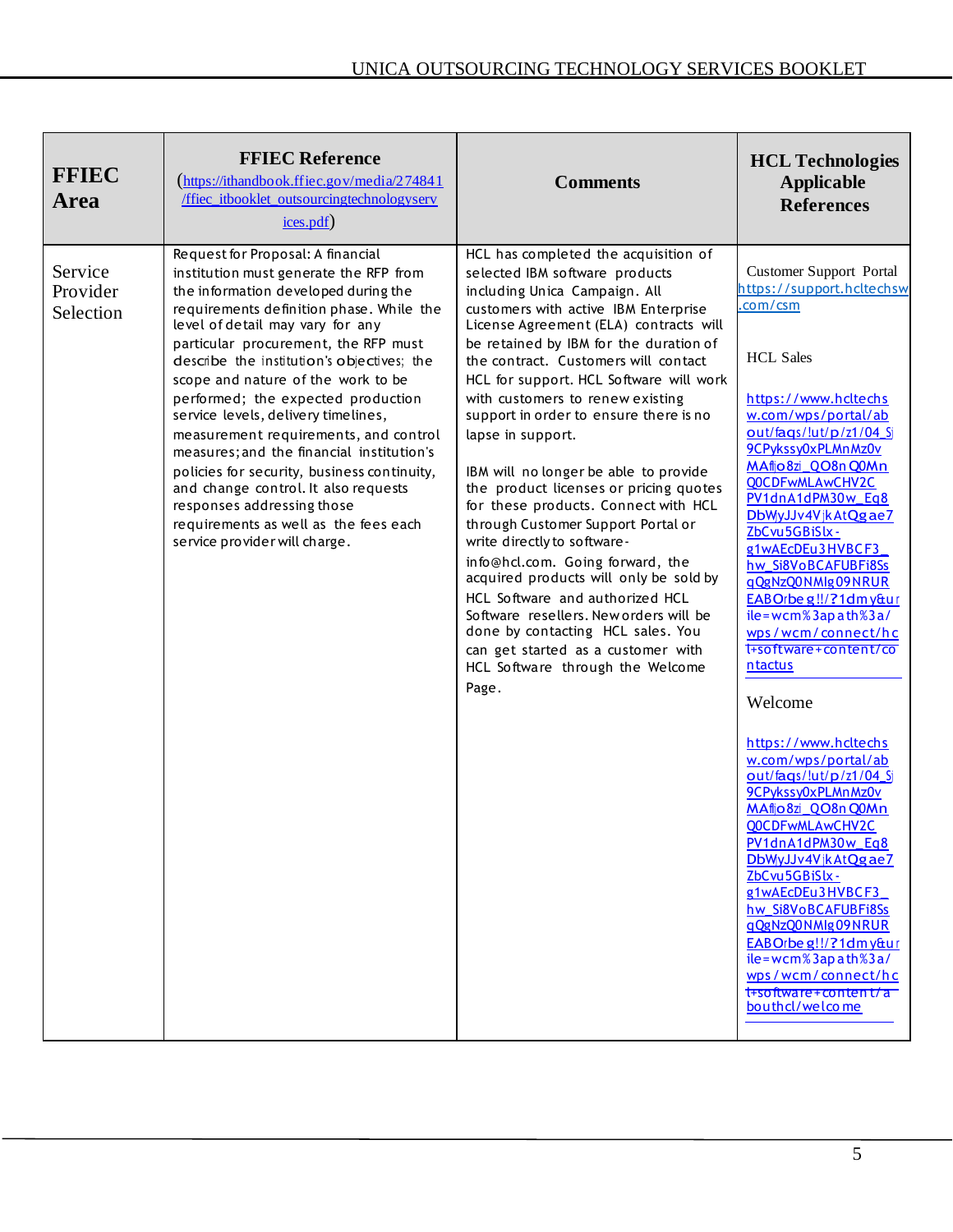| FFIEC Area | FFIEC Reference (https://ithandbook.ffiec.gov/media/274841/ffiec_itbooklet_outsourcingtechnologyservices.pdf) | Comments | HCL Technologies Applicable References |
|---|---|---|---|
| Service Provider Selection | Request for Proposal: A financial institution must generate the RFP from the information developed during the requirements definition phase. While the level of detail may vary for any particular procurement, the RFP must describe the institution's objectives; the scope and nature of the work to be performed; the expected production service levels, delivery timelines, measurement requirements, and control measures; and the financial institution's policies for security, business continuity, and change control. It also requests responses addressing those requirements as well as the fees each service provider will charge. | HCL has completed the acquisition of selected IBM software products including Unica Campaign. All customers with active IBM Enterprise License Agreement (ELA) contracts will be retained by IBM for the duration of the contract. Customers will contact HCL for support. HCL Software will work with customers to renew existing support in order to ensure there is no lapse in support.<br><br>IBM will no longer be able to provide the product licenses or pricing quotes for these products. Connect with HCL through Customer Support Portal or write directly to software-info@hcl.com. Going forward, the acquired products will only be sold by HCL Software and authorized HCL Software resellers. New orders will be done by contacting HCL sales. You can get started as a customer with HCL Software through the Welcome Page. | Customer Support Portal<br>https://support.hcltechsw.com/csm<br><br>HCL Sales<br><br>https://www.hcltechsw.com/wps/portal/about/faqs/!ut/p/z1/04_Sj9CPykssy0xPLMnMz0vMAfIjo8zi_QO8nQ0MnQ0CDFwMLAwCHV2CPV1dnA1dPM30w_Eq8DbWyJJv4VjkAtQgae7ZbCvu5GBiSlx-g1wAEcDEu3HVBCF3_hw_Si8VoBCAFUBFi8SsqQgNzQ0NMlg09NRUREABOrbeg!!/?1dmy&urile=wcm%3apath%3a/wps/wcm/connect/hcl+software+content/contactus<br><br>Welcome<br><br>https://www.hcltechsw.com/wps/portal/about/faqs/!ut/p/z1/04_Sj9CPykssy0xPLMnMz0vMAfIjo8zi_QO8nQ0MnQ0CDFwMLAwCHV2CPV1dnA1dPM30w_Eq8DbWyJJv4VjkAtQgae7ZbCvu5GBiSlx-g1wAEcDEu3HVBCF3_hw_Si8VoBCAFUBFi8SsqQgNzQ0NMlg09NRUREABOrbeg!!/?1dmy&urile=wcm%3apath%3a/wps/wcm/connect/hcl+software+content/abouthcl/welcome |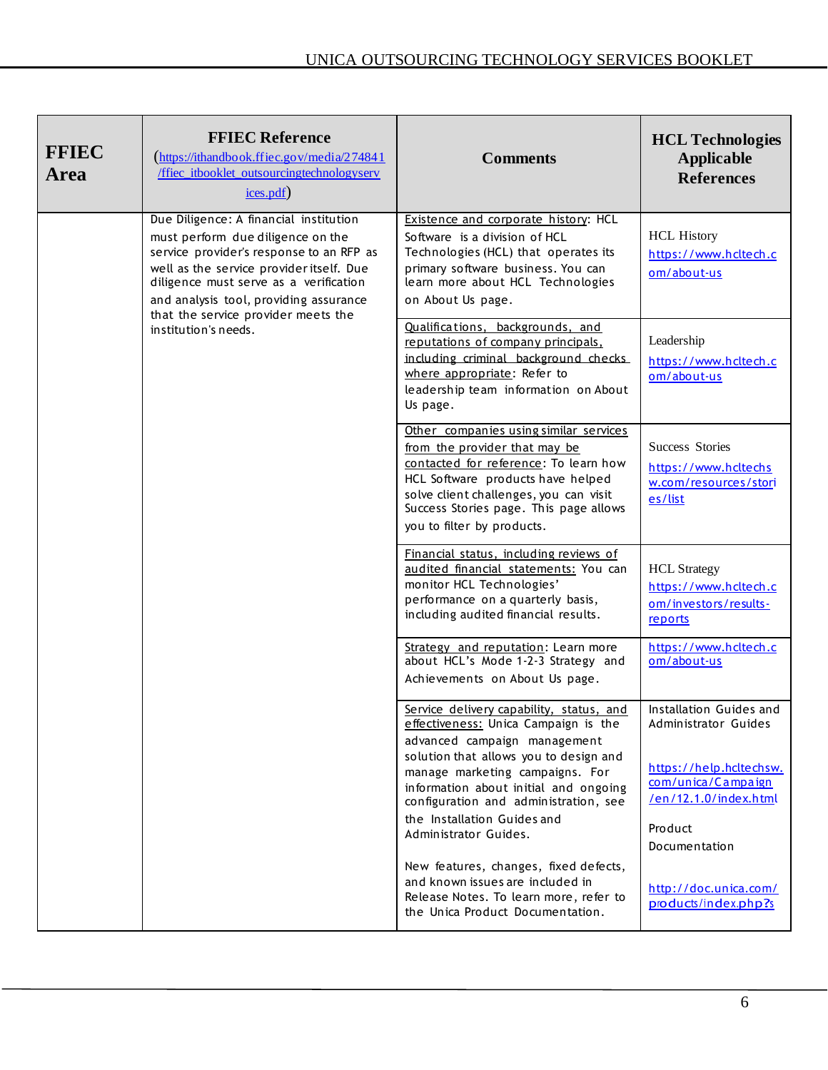| FFIEC Area | FFIEC Reference (https://ithandbook.ffiec.gov/media/274841/ffiec_itbooklet_outsourcingtechnologyservices.pdf) | Comments | HCL Technologies Applicable References |
|---|---|---|---|
| | Due Diligence: A financial institution must perform due diligence on the service provider's response to an RFP as well as the service provider itself. Due diligence must serve as a verification and analysis tool, providing assurance that the service provider meets the institution's needs. | Existence and corporate history: HCL Software is a division of HCL Technologies (HCL) that operates its primary software business. You can learn more about HCL Technologies on About Us page. | HCL History https://www.hcltech.com/about-us |
| | | Qualifications, backgrounds, and reputations of company principals, including criminal background checks where appropriate: Refer to leadership team information on About Us page. | Leadership https://www.hcltech.com/about-us |
| | | Other companies using similar services from the provider that may be contacted for reference: To learn how HCL Software products have helped solve client challenges, you can visit Success Stories page. This page allows you to filter by products. | Success Stories https://www.hcltechsw.com/resources/stories/list |
| | | Financial status, including reviews of audited financial statements: You can monitor HCL Technologies' performance on a quarterly basis, including audited financial results. | HCL Strategy https://www.hcltech.com/investors/results-reports |
| | | Strategy and reputation: Learn more about HCL's Mode 1-2-3 Strategy and Achievements on About Us page. | https://www.hcltech.com/about-us |
| | | Service delivery capability, status, and effectiveness: Unica Campaign is the advanced campaign management solution that allows you to design and manage marketing campaigns. For information about initial and ongoing configuration and administration, see the Installation Guides and Administrator Guides.<br><br>New features, changes, fixed defects, and known issues are included in Release Notes. To learn more, refer to the Unica Product Documentation. | Installation Guides and Administrator Guides<br><br>https://help.hcltechsw.com/unica/Campaign/en/12.1.0/index.html<br><br>Product Documentation<br><br>http://doc.unica.com/products/index.php?s |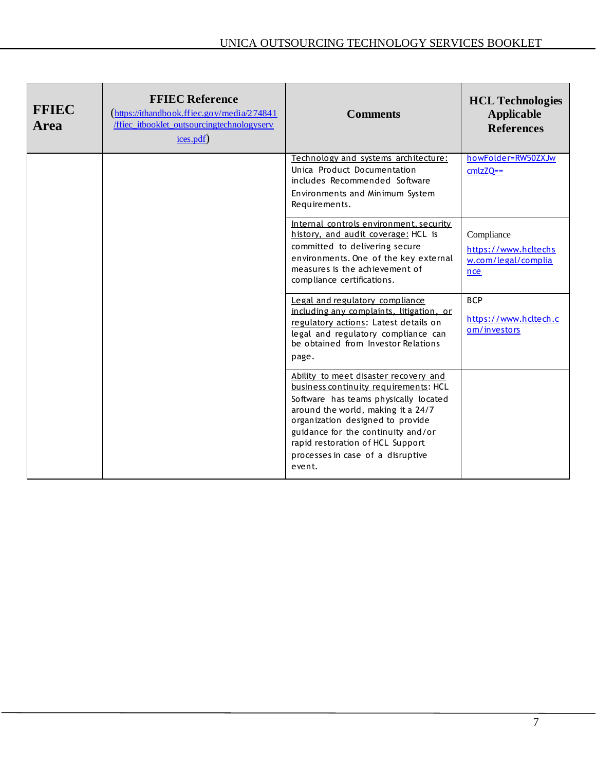| FFIEC Area | FFIEC Reference (https://ithandbook.ffiec.gov/media/274841/ffiec_itbooklet_outsourcingtechnologyservices.pdf) | Comments | HCL Technologies Applicable References |
|---|---|---|---|
| | | Technology and systems architecture: Unica Product Documentation includes Recommended Software Environments and Minimum System Requirements. | howFolder=RW50ZXJwcmlzZQ== |
| | | Internal controls environment, security history, and audit coverage: HCL is committed to delivering secure environments. One of the key external measures is the achievement of compliance certifications. | Compliance https://www.hcltechsw.com/legal/compliance |
| | | Legal and regulatory compliance including any complaints, litigation, or regulatory actions: Latest details on legal and regulatory compliance can be obtained from Investor Relations page. | BCP https://www.hcltech.com/investors |
| | | Ability to meet disaster recovery and business continuity requirements: HCL Software has teams physically located around the world, making it a 24/7 organization designed to provide guidance for the continuity and/or rapid restoration of HCL Support processes in case of a disruptive event. | |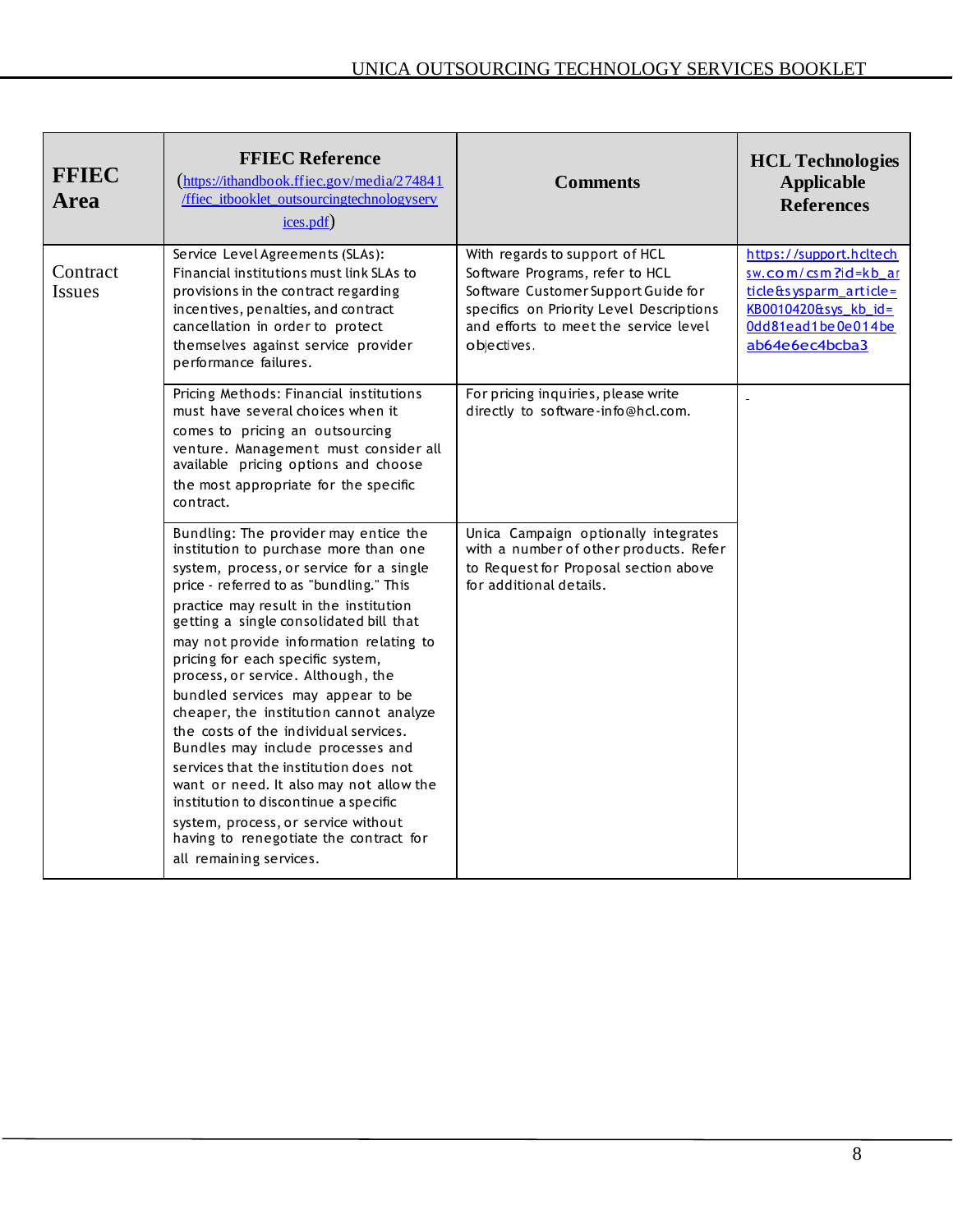| FFIEC Area | FFIEC Reference (https://ithandbook.ffiec.gov/media/274841/ffiec_itbooklet_outsourcingtechnologyservices.pdf) | Comments | HCL Technologies Applicable References |
|---|---|---|---|
| Contract Issues | Service Level Agreements (SLAs): Financial institutions must link SLAs to provisions in the contract regarding incentives, penalties, and contract cancellation in order to protect themselves against service provider performance failures. | With regards to support of HCL Software Programs, refer to HCL Software Customer Support Guide for specifics on Priority Level Descriptions and efforts to meet the service level objectives. | https://support.hcltechsw.com/csm?id=kb_article&sysparm_article=KB0010420&sys_kb_id=0dd81ead1be0e014beab64e6ec4bcba3 |
| | Pricing Methods: Financial institutions must have several choices when it comes to pricing an outsourcing venture. Management must consider all available pricing options and choose the most appropriate for the specific contract. | For pricing inquiries, please write directly to software-info@hcl.com. | - |
| | Bundling: The provider may entice the institution to purchase more than one system, process, or service for a single price - referred to as "bundling." This practice may result in the institution getting a single consolidated bill that may not provide information relating to pricing for each specific system, process, or service. Although, the bundled services may appear to be cheaper, the institution cannot analyze the costs of the individual services. Bundles may include processes and services that the institution does not want or need. It also may not allow the institution to discontinue a specific system, process, or service without having to renegotiate the contract for all remaining services. | Unica Campaign optionally integrates with a number of other products. Refer to Request for Proposal section above for additional details. | |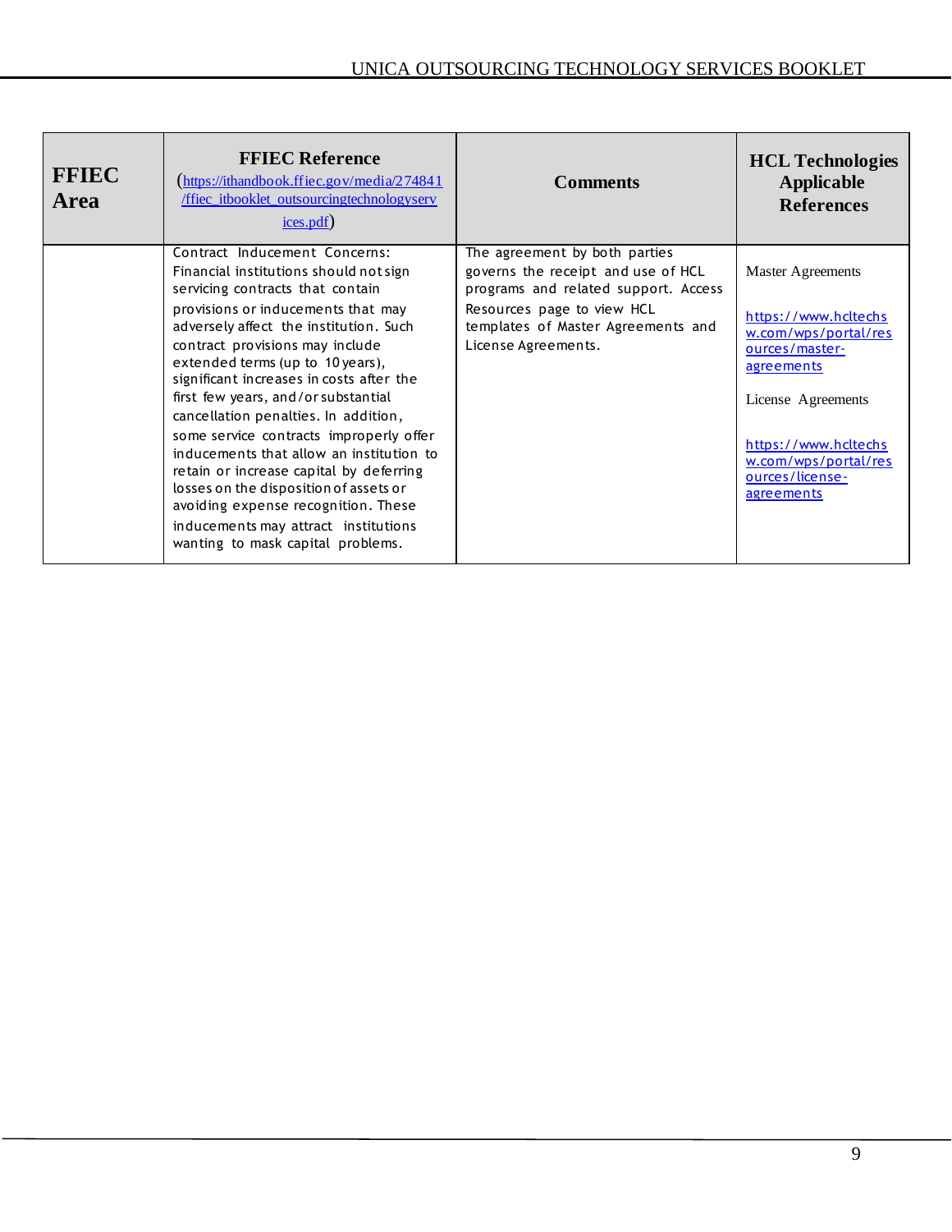| FFIEC Area | FFIEC Reference (https://ithandbook.ffiec.gov/media/274841/ffiec_itbooklet_outsourcingtechnologyservices.pdf) | Comments | HCL Technologies Applicable References |
|---|---|---|---|
| | Contract Inducement Concerns: Financial institutions should not sign servicing contracts that contain provisions or inducements that may adversely affect the institution. Such contract provisions may include extended terms (up to 10 years), significant increases in costs after the first few years, and/or substantial cancellation penalties. In addition, some service contracts improperly offer inducements that allow an institution to retain or increase capital by deferring losses on the disposition of assets or avoiding expense recognition. These inducements may attract institutions wanting to mask capital problems. | The agreement by both parties governs the receipt and use of HCL programs and related support. Access Resources page to view HCL templates of Master Agreements and License Agreements. | Master Agreements<br><br>https://www.hcltechsw.com/wps/portal/resources/master-agreements<br><br>License Agreements<br><br>https://www.hcltechsw.com/wps/portal/resources/license-agreements |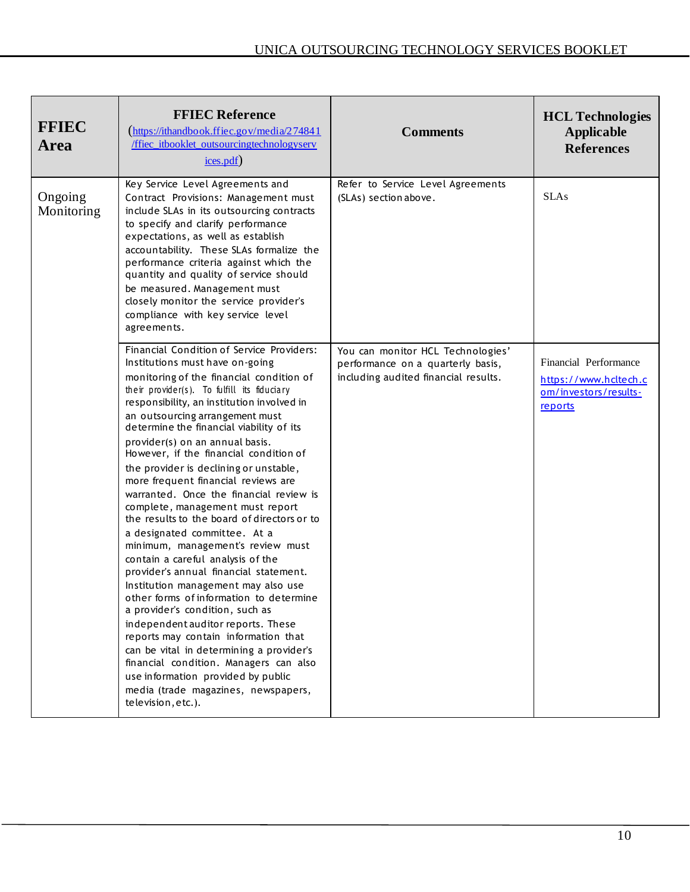| FFIEC Area | FFIEC Reference (https://ithandbook.ffiec.gov/media/274841/ffiec_itbooklet_outsourcingtechnologyservices.pdf) | Comments | HCL Technologies Applicable References |
|---|---|---|---|
| Ongoing Monitoring | Key Service Level Agreements and Contract Provisions: Management must include SLAs in its outsourcing contracts to specify and clarify performance expectations, as well as establish accountability. These SLAs formalize the performance criteria against which the quantity and quality of service should be measured. Management must closely monitor the service provider's compliance with key service level agreements. | Refer to Service Level Agreements (SLAs) section above. | SLAs |
| | Financial Condition of Service Providers: Institutions must have on-going monitoring of the financial condition of their provider(s). To fulfill its fiduciary responsibility, an institution involved in an outsourcing arrangement must determine the financial viability of its provider(s) on an annual basis. However, if the financial condition of the provider is declining or unstable, more frequent financial reviews are warranted. Once the financial review is complete, management must report the results to the board of directors or to a designated committee. At a minimum, management's review must contain a careful analysis of the provider's annual financial statement. Institution management may also use other forms of information to determine a provider's condition, such as independent auditor reports. These reports may contain information that can be vital in determining a provider's financial condition. Managers can also use information provided by public media (trade magazines, newspapers, television, etc.). | You can monitor HCL Technologies' performance on a quarterly basis, including audited financial results. | Financial Performance https://www.hcltech.com/investors/results-reports |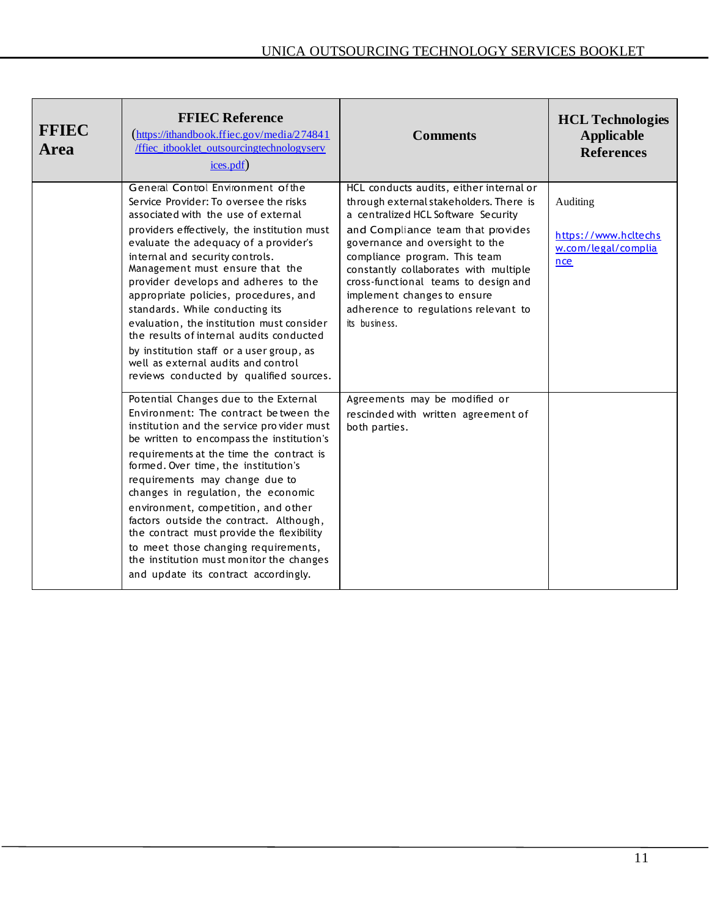| FFIEC Area | FFIEC Reference (https://ithandbook.ffiec.gov/media/274841/ffiec_itbooklet_outsourcingtechnologyservices.pdf) | Comments | HCL Technologies Applicable References |
|---|---|---|---|
| | General Control Environment of the Service Provider: To oversee the risks associated with the use of external providers effectively, the institution must evaluate the adequacy of a provider's internal and security controls. Management must ensure that the provider develops and adheres to the appropriate policies, procedures, and standards. While conducting its evaluation, the institution must consider the results of internal audits conducted by institution staff or a user group, as well as external audits and control reviews conducted by qualified sources. | HCL conducts audits, either internal or through external stakeholders. There is a centralized HCL Software Security and Compliance team that provides governance and oversight to the compliance program. This team constantly collaborates with multiple cross-functional teams to design and implement changes to ensure adherence to regulations relevant to its business. | Auditing<br><br>https://www.hcltechsw.com/legal/compliance |
| | Potential Changes due to the External Environment: The contract between the institution and the service provider must be written to encompass the institution's requirements at the time the contract is formed. Over time, the institution's requirements may change due to changes in regulation, the economic environment, competition, and other factors outside the contract. Although, the contract must provide the flexibility to meet those changing requirements, the institution must monitor the changes and update its contract accordingly. | Agreements may be modified or rescinded with written agreement of both parties. | |